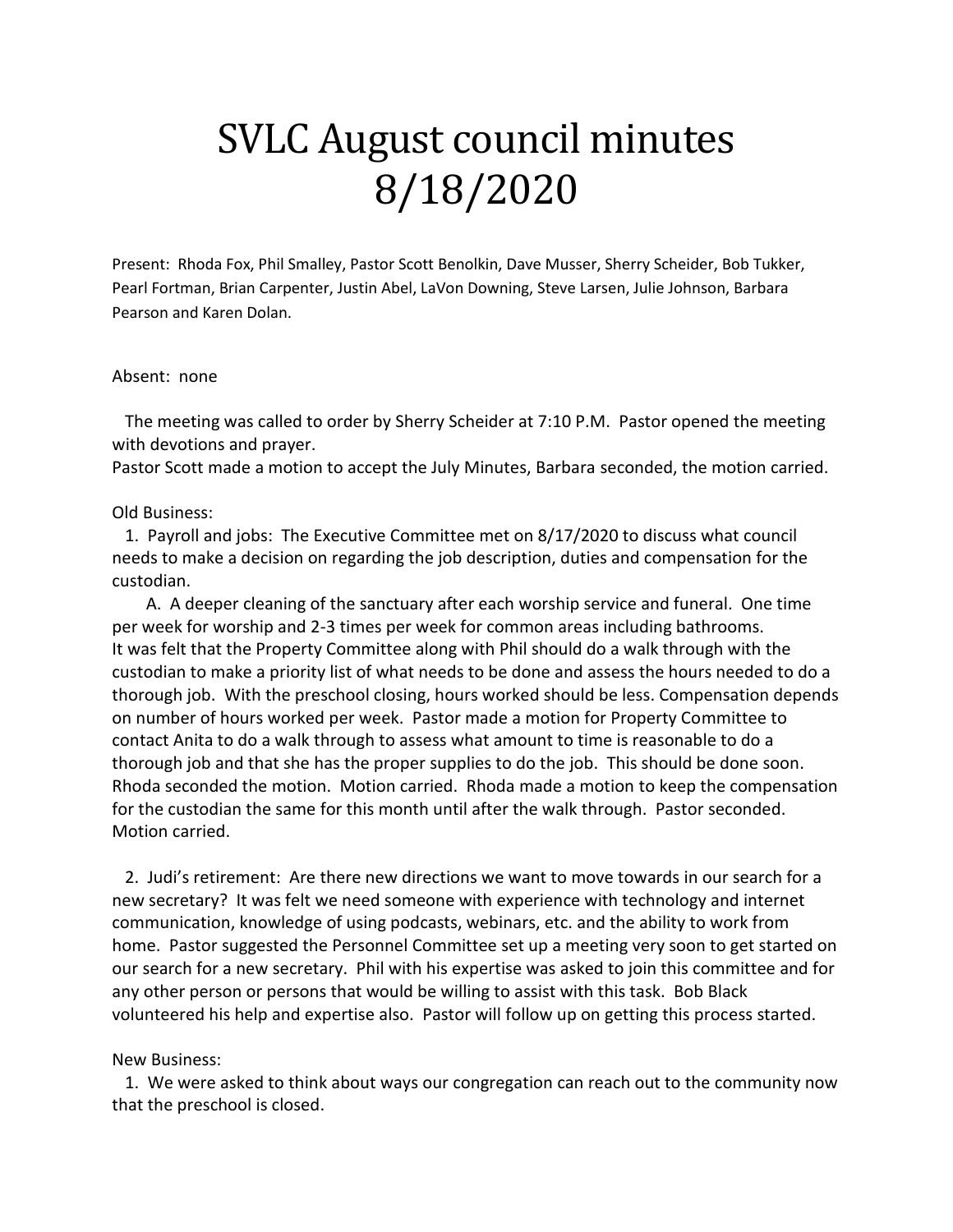# SVLC August council minutes 8/18/2020

Present: Rhoda Fox, Phil Smalley, Pastor Scott Benolkin, Dave Musser, Sherry Scheider, Bob Tukker, Pearl Fortman, Brian Carpenter, Justin Abel, LaVon Downing, Steve Larsen, Julie Johnson, Barbara Pearson and Karen Dolan.

Absent: none

The meeting was called to order by Sherry Scheider at 7:10 P.M. Pastor opened the meeting with devotions and prayer.
Pastor Scott made a motion to accept the July Minutes, Barbara seconded, the motion carried.

Old Business:

1. Payroll and jobs: The Executive Committee met on 8/17/2020 to discuss what council needs to make a decision on regarding the job description, duties and compensation for the custodian.

   A. A deeper cleaning of the sanctuary after each worship service and funeral. One time per week for worship and 2-3 times per week for common areas including bathrooms.
It was felt that the Property Committee along with Phil should do a walk through with the custodian to make a priority list of what needs to be done and assess the hours needed to do a thorough job. With the preschool closing, hours worked should be less. Compensation depends on number of hours worked per week. Pastor made a motion for Property Committee to contact Anita to do a walk through to assess what amount to time is reasonable to do a thorough job and that she has the proper supplies to do the job. This should be done soon. Rhoda seconded the motion. Motion carried. Rhoda made a motion to keep the compensation for the custodian the same for this month until after the walk through. Pastor seconded. Motion carried.

2. Judi's retirement: Are there new directions we want to move towards in our search for a new secretary? It was felt we need someone with experience with technology and internet communication, knowledge of using podcasts, webinars, etc. and the ability to work from home. Pastor suggested the Personnel Committee set up a meeting very soon to get started on our search for a new secretary. Phil with his expertise was asked to join this committee and for any other person or persons that would be willing to assist with this task. Bob Black volunteered his help and expertise also. Pastor will follow up on getting this process started.

New Business:

1. We were asked to think about ways our congregation can reach out to the community now that the preschool is closed.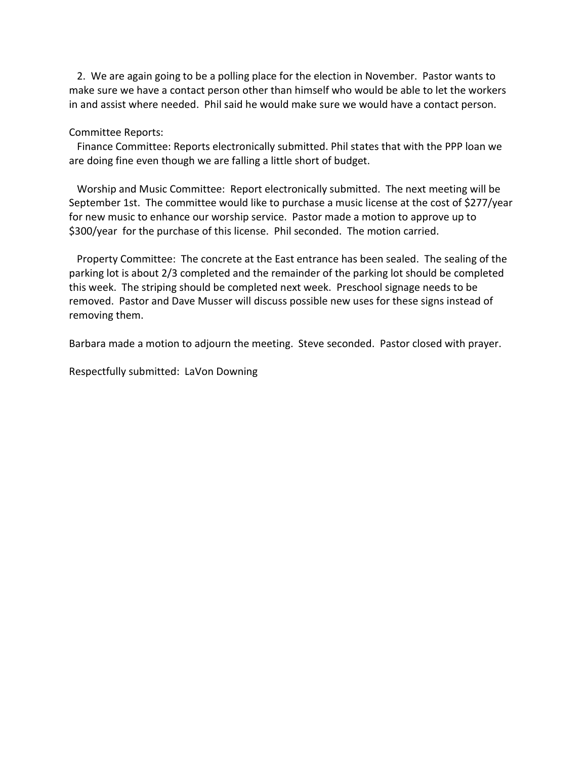2. We are again going to be a polling place for the election in November. Pastor wants to make sure we have a contact person other than himself who would be able to let the workers in and assist where needed. Phil said he would make sure we would have a contact person.

Committee Reports:

Finance Committee: Reports electronically submitted. Phil states that with the PPP loan we are doing fine even though we are falling a little short of budget.

Worship and Music Committee: Report electronically submitted. The next meeting will be September 1st. The committee would like to purchase a music license at the cost of $277/year for new music to enhance our worship service. Pastor made a motion to approve up to $300/year for the purchase of this license. Phil seconded. The motion carried.

Property Committee: The concrete at the East entrance has been sealed. The sealing of the parking lot is about 2/3 completed and the remainder of the parking lot should be completed this week. The striping should be completed next week. Preschool signage needs to be removed. Pastor and Dave Musser will discuss possible new uses for these signs instead of removing them.

Barbara made a motion to adjourn the meeting. Steve seconded. Pastor closed with prayer.

Respectfully submitted: LaVon Downing